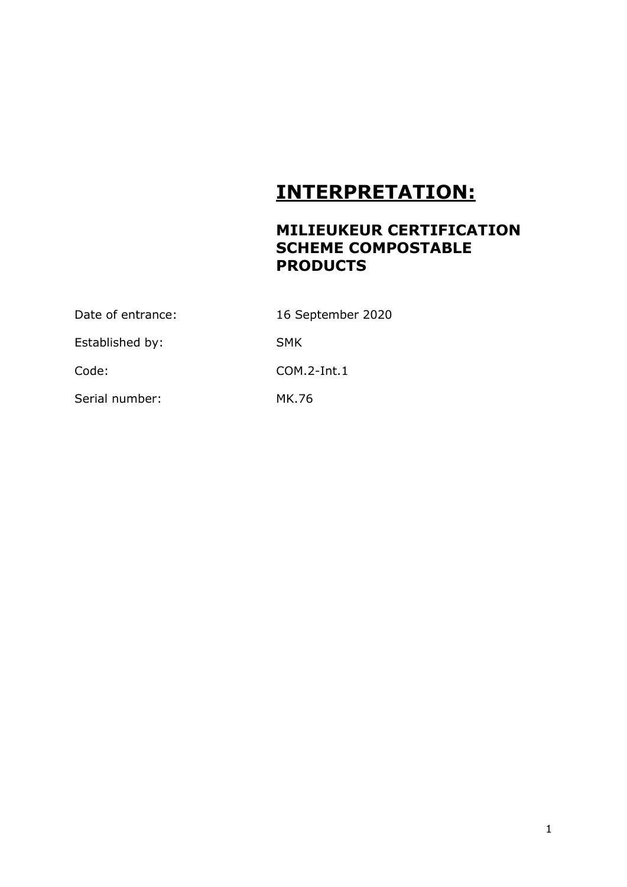# INTERPRETATION:

## MILIEUKEUR CERTIFICATION SCHEME COMPOSTABLE PRODUCTS

| | |
|---|---|
| Date of entrance: | 16 September 2020 |
| Established by: | SMK |
| Code: | COM.2-Int.1 |
| Serial number: | MK.76 |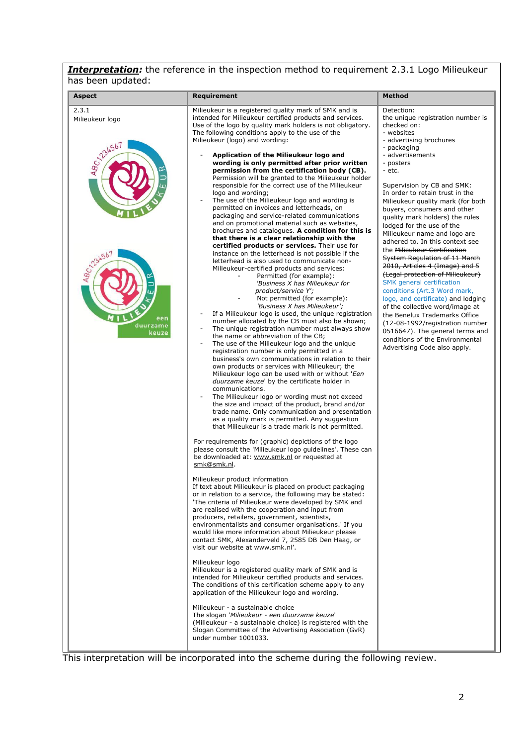***Interpretation:*** the reference in the inspection method to requirement 2.3.1 Logo Milieukeur has been updated:

| Aspect | Requirement | Method |
|---|---|---|
| 2.3.1<br>Milieukeur logo<br><br>ABC1234567 MILIEUKEUR<br><br>ABC1234567 MILIEUKEUR een duurzame keuze | Milieukeur is a registered quality mark of SMK and is intended for Milieukeur certified products and services. Use of the logo by quality mark holders is not obligatory. The following conditions apply to the use of the Milieukeur (logo) and wording:<br><br>- **Application of the Milieukeur logo and wording is only permitted after prior written permission from the certification body (CB).** Permission will be granted to the Milieukeur holder responsible for the correct use of the Milieukeur logo and wording;<br>- The use of the Milieukeur logo and wording is permitted on invoices and letterheads, on packaging and service-related communications and on promotional material such as websites, brochures and catalogues. **A condition for this is that there is a clear relationship with the certified products or services.** Their use for instance on the letterhead is not possible if the letterhead is also used to communicate non-Milieukeur-certified products and services:<br>&nbsp;&nbsp;&nbsp;&nbsp;- Permitted (for example): *'Business X has Milieukeur for product/service Y';*<br>&nbsp;&nbsp;&nbsp;&nbsp;- Not permitted (for example): *'Business X has Milieukeur';*<br>- If a Milieukeur logo is used, the unique registration number allocated by the CB must also be shown;<br>- The unique registration number must always show the name or abbreviation of the CB;<br>- The use of the Milieukeur logo and the unique registration number is only permitted in a business's own communications in relation to their own products or services with Milieukeur; the Milieukeur logo can be used with or without '*Een duurzame keuze*' by the certificate holder in communications.<br>- The Milieukeur logo or wording must not exceed the size and impact of the product, brand and/or trade name. Only communication and presentation as a quality mark is permitted. Any suggestion that Milieukeur is a trade mark is not permitted.<br><br>For requirements for (graphic) depictions of the logo please consult the 'Milieukeur logo guidelines'. These can be downloaded at: www.smk.nl or requested at smk@smk.nl.<br><br>Milieukeur product information<br>If text about Milieukeur is placed on product packaging or in relation to a service, the following may be stated: 'The criteria of Milieukeur were developed by SMK and are realised with the cooperation and input from producers, retailers, government, scientists, environmentalists and consumer organisations.' If you would like more information about Milieukeur please contact SMK, Alexanderveld 7, 2585 DB Den Haag, or visit our website at www.smk.nl'.<br><br>Milieukeur logo<br>Milieukeur is a registered quality mark of SMK and is intended for Milieukeur certified products and services. The conditions of this certification scheme apply to any application of the Milieukeur logo and wording.<br><br>Milieukeur - a sustainable choice<br>The slogan '*Milieukeur - een duurzame keuze*' (Milieukeur - a sustainable choice) is registered with the Slogan Committee of the Advertising Association (GvR) under number 1001033. | Detection:<br>the unique registration number is checked on:<br>- websites<br>- advertising brochures<br>- packaging<br>- advertisements<br>- posters<br>- etc.<br><br>Supervision by CB and SMK:<br>In order to retain trust in the Milieukeur quality mark (for both buyers, consumers and other quality mark holders) the rules lodged for the use of the Milieukeur name and logo are adhered to. In this context see the ~~Milieukeur Certification System Regulation of 11 March 2010, Articles 4 (Image) and 5 (Legal protection of Milieukeur)~~ SMK general certification conditions (Art.3 Word mark, logo, and certificate) and lodging of the collective word/image at the Benelux Trademarks Office (12-08-1992/registration number 0516647). The general terms and conditions of the Environmental Advertising Code also apply. |

This interpretation will be incorporated into the scheme during the following review.